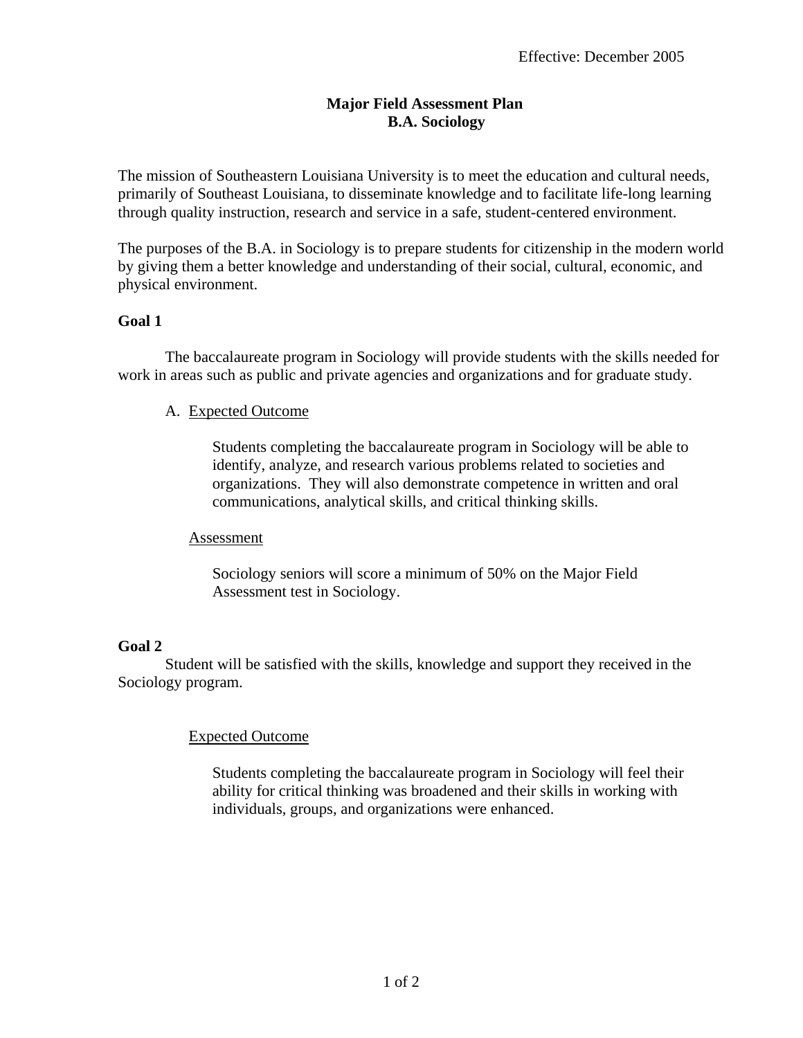Effective: December 2005

# Major Field Assessment Plan
## B.A. Sociology

The mission of Southeastern Louisiana University is to meet the education and cultural needs, primarily of Southeast Louisiana, to disseminate knowledge and to facilitate life-long learning through quality instruction, research and service in a safe, student-centered environment.

The purposes of the B.A. in Sociology is to prepare students for citizenship in the modern world by giving them a better knowledge and understanding of their social, cultural, economic, and physical environment.

**Goal 1**

The baccalaureate program in Sociology will provide students with the skills needed for work in areas such as public and private agencies and organizations and for graduate study.

A. Expected Outcome

Students completing the baccalaureate program in Sociology will be able to identify, analyze, and research various problems related to societies and organizations. They will also demonstrate competence in written and oral communications, analytical skills, and critical thinking skills.

Assessment

Sociology seniors will score a minimum of 50% on the Major Field Assessment test in Sociology.

**Goal 2**

Student will be satisfied with the skills, knowledge and support they received in the Sociology program.

Expected Outcome

Students completing the baccalaureate program in Sociology will feel their ability for critical thinking was broadened and their skills in working with individuals, groups, and organizations were enhanced.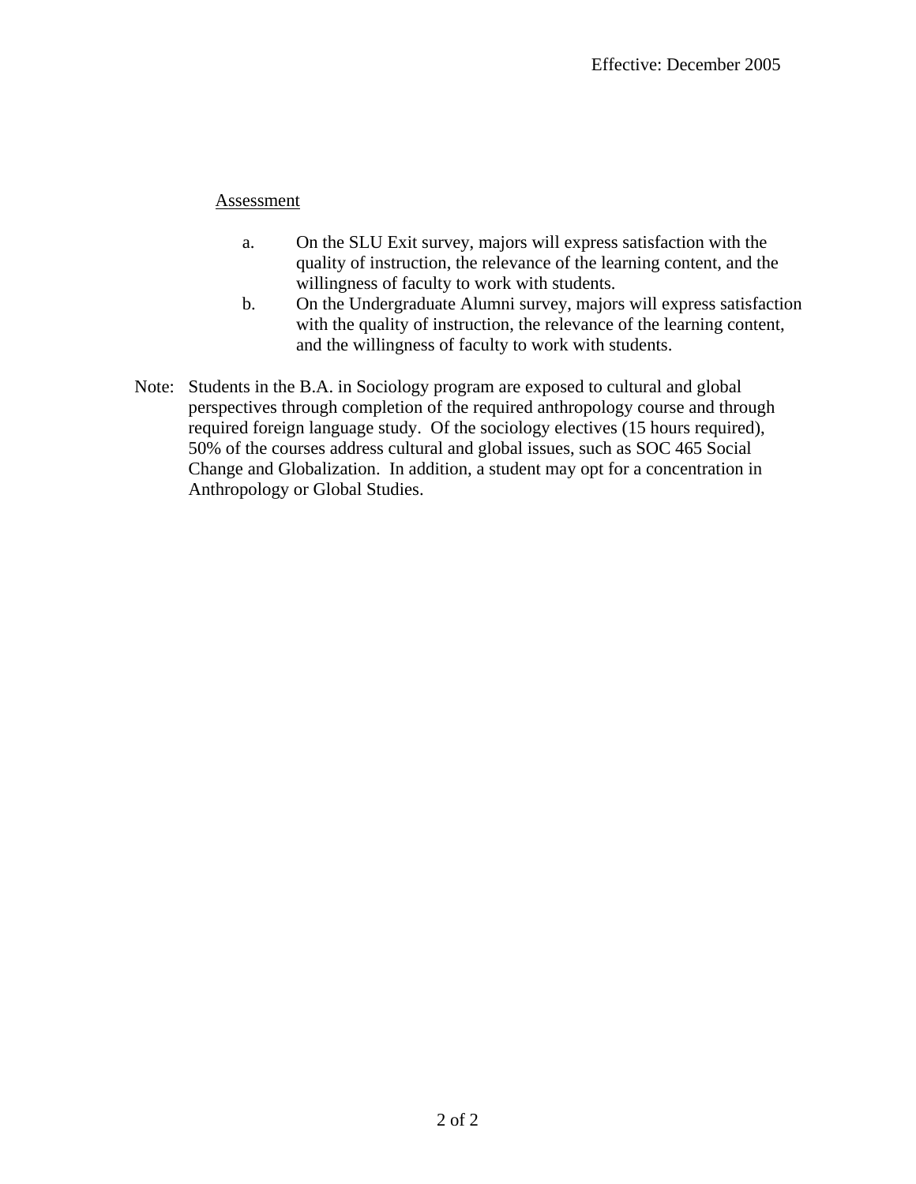Assessment

a. On the SLU Exit survey, majors will express satisfaction with the quality of instruction, the relevance of the learning content, and the willingness of faculty to work with students.

b. On the Undergraduate Alumni survey, majors will express satisfaction with the quality of instruction, the relevance of the learning content, and the willingness of faculty to work with students.

Note: Students in the B.A. in Sociology program are exposed to cultural and global perspectives through completion of the required anthropology course and through required foreign language study. Of the sociology electives (15 hours required), 50% of the courses address cultural and global issues, such as SOC 465 Social Change and Globalization. In addition, a student may opt for a concentration in Anthropology or Global Studies.